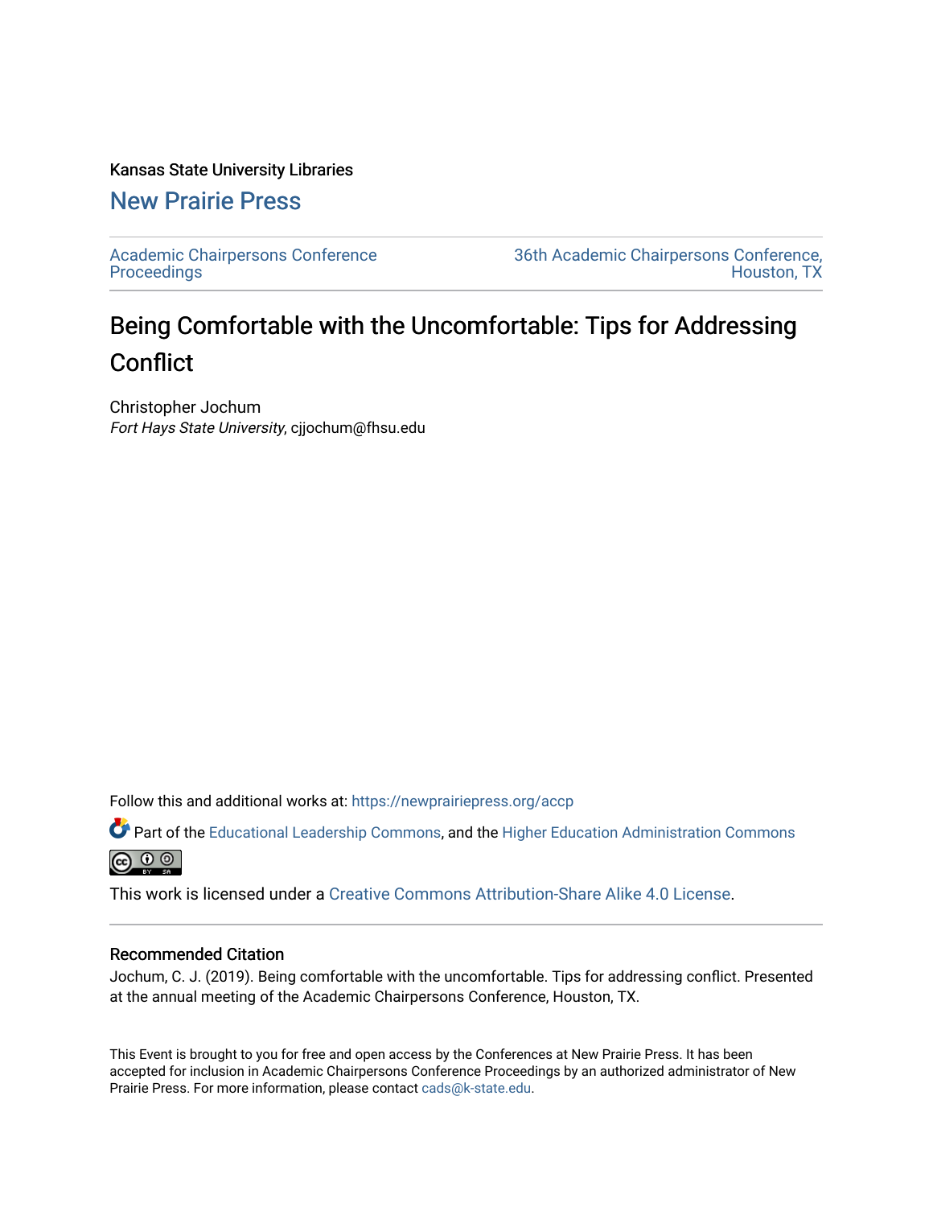Kansas State University Libraries

New Prairie Press

Academic Chairpersons Conference Proceedings

36th Academic Chairpersons Conference, Houston, TX

# Being Comfortable with the Uncomfortable: Tips for Addressing Conflict

Christopher Jochum
*Fort Hays State University*, cjjochum@fhsu.edu

Follow this and additional works at: https://newprairiepress.org/accp

Part of the Educational Leadership Commons, and the Higher Education Administration Commons

This work is licensed under a Creative Commons Attribution-Share Alike 4.0 License.

## Recommended Citation

Jochum, C. J. (2019). Being comfortable with the uncomfortable. Tips for addressing conflict. Presented at the annual meeting of the Academic Chairpersons Conference, Houston, TX.

This Event is brought to you for free and open access by the Conferences at New Prairie Press. It has been accepted for inclusion in Academic Chairpersons Conference Proceedings by an authorized administrator of New Prairie Press. For more information, please contact cads@k-state.edu.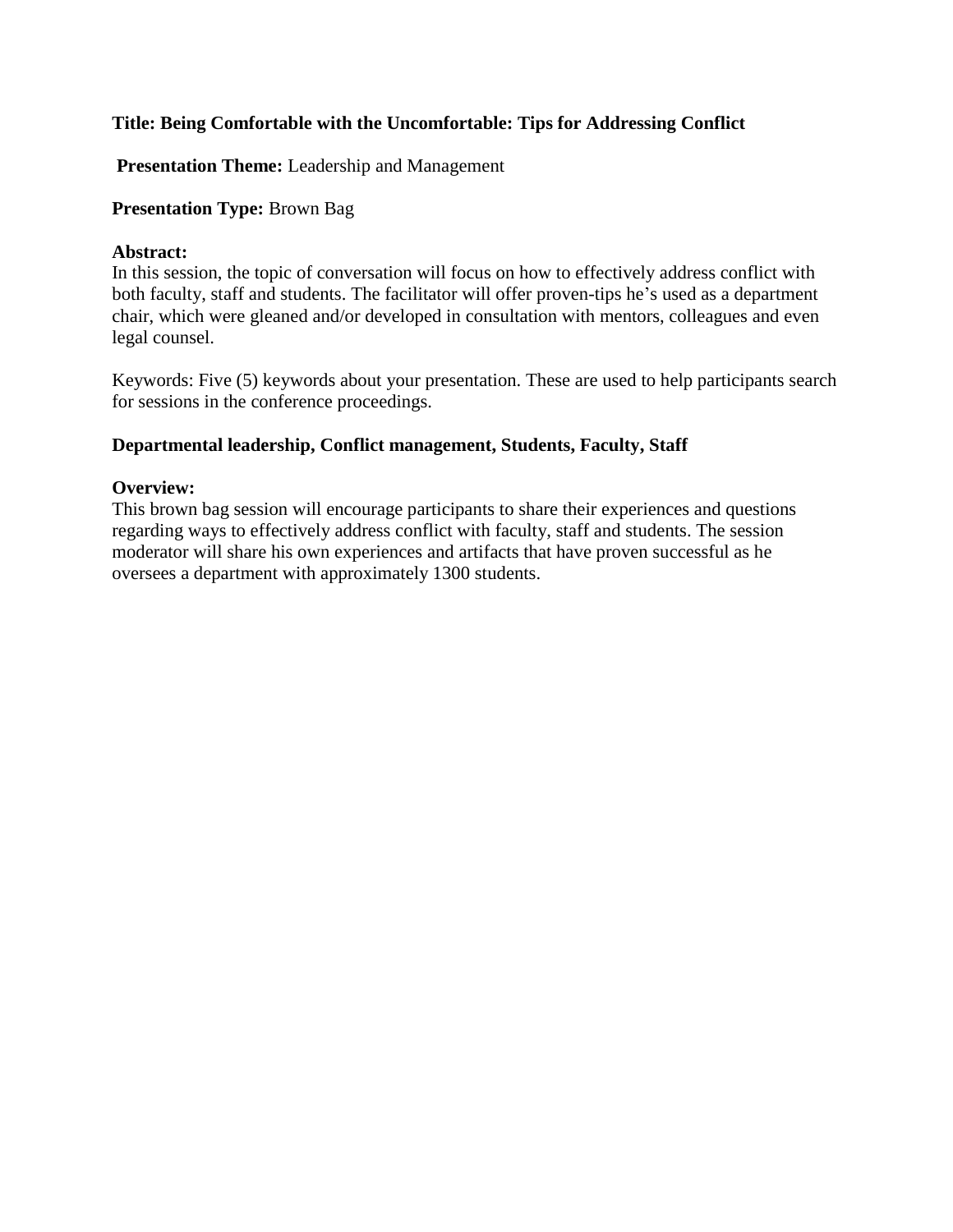**Title: Being Comfortable with the Uncomfortable: Tips for Addressing Conflict**

**Presentation Theme:** Leadership and Management

**Presentation Type:** Brown Bag

**Abstract:**
In this session, the topic of conversation will focus on how to effectively address conflict with both faculty, staff and students. The facilitator will offer proven-tips he's used as a department chair, which were gleaned and/or developed in consultation with mentors, colleagues and even legal counsel.

Keywords: Five (5) keywords about your presentation. These are used to help participants search for sessions in the conference proceedings.

**Departmental leadership, Conflict management, Students, Faculty, Staff**

**Overview:**
This brown bag session will encourage participants to share their experiences and questions regarding ways to effectively address conflict with faculty, staff and students. The session moderator will share his own experiences and artifacts that have proven successful as he oversees a department with approximately 1300 students.